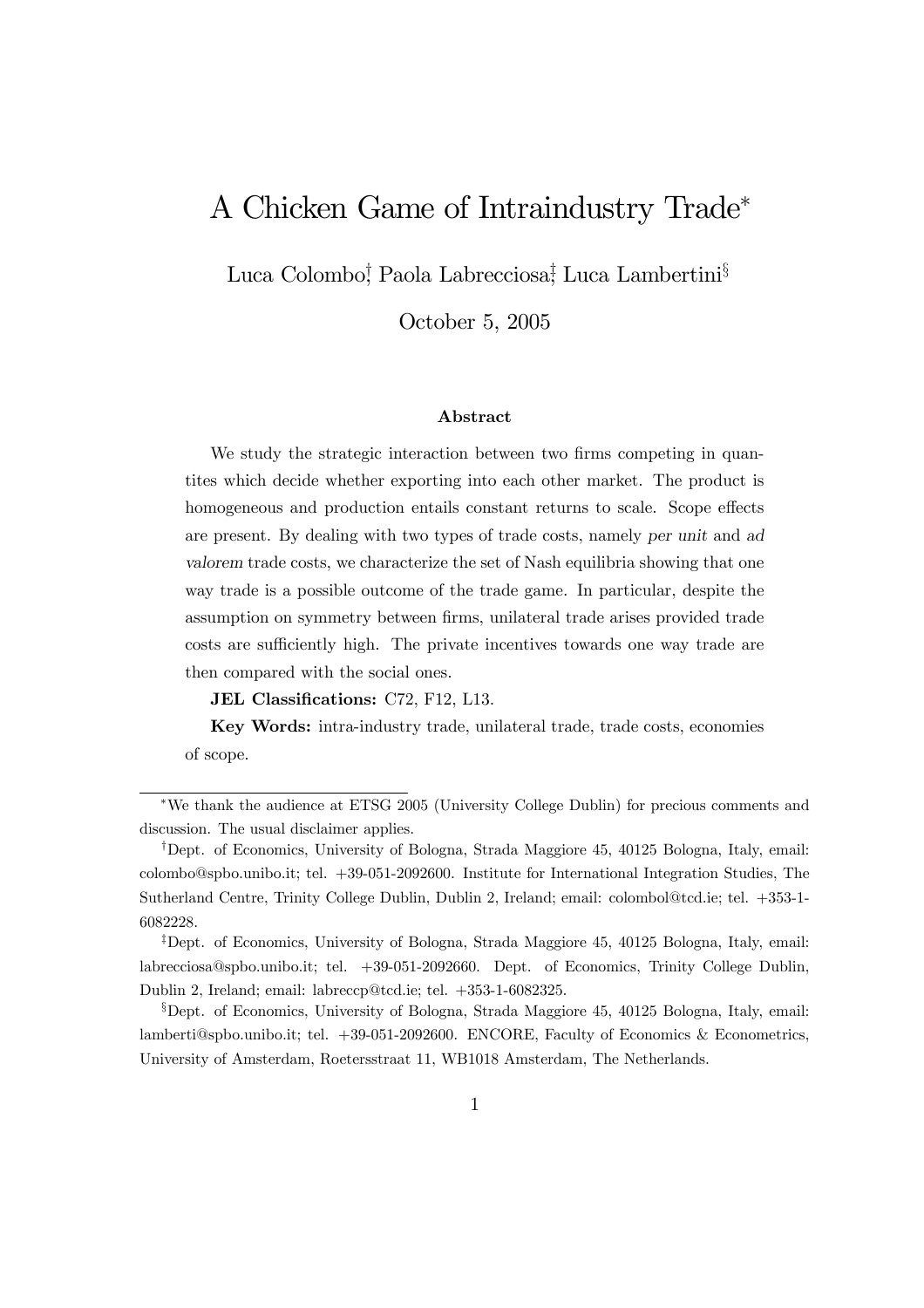# A Chicken Game of Intraindustry Trade[*]

Luca Colombo[†] Paola Labrecciosa[‡] Luca Lambertini[§]

October 5, 2005

### Abstract

We study the strategic interaction between two firms competing in quantites which decide whether exporting into each other market. The product is homogeneous and production entails constant returns to scale. Scope effects are present. By dealing with two types of trade costs, namely *per unit* and *ad valorem* trade costs, we characterize the set of Nash equilibria showing that one way trade is a possible outcome of the trade game. In particular, despite the assumption on symmetry between firms, unilateral trade arises provided trade costs are sufficiently high. The private incentives towards one way trade are then compared with the social ones.

**JEL Classifications:** C72, F12, L13.

**Key Words:** intra-industry trade, unilateral trade, trade costs, economies of scope.

---

[*] We thank the audience at ETSG 2005 (University College Dublin) for precious comments and discussion. The usual disclaimer applies.

[†] Dept. of Economics, University of Bologna, Strada Maggiore 45, 40125 Bologna, Italy, email: colombo@spbo.unibo.it; tel. +39-051-2092600. Institute for International Integration Studies, The Sutherland Centre, Trinity College Dublin, Dublin 2, Ireland; email: colombol@tcd.ie; tel. +353-1-6082228.

[‡] Dept. of Economics, University of Bologna, Strada Maggiore 45, 40125 Bologna, Italy, email: labrecciosa@spbo.unibo.it; tel. +39-051-2092660. Dept. of Economics, Trinity College Dublin, Dublin 2, Ireland; email: labreccp@tcd.ie; tel. +353-1-6082325.

[§] Dept. of Economics, University of Bologna, Strada Maggiore 45, 40125 Bologna, Italy, email: lamberti@spbo.unibo.it; tel. +39-051-2092600. ENCORE, Faculty of Economics & Econometrics, University of Amsterdam, Roetersstraat 11, WB1018 Amsterdam, The Netherlands.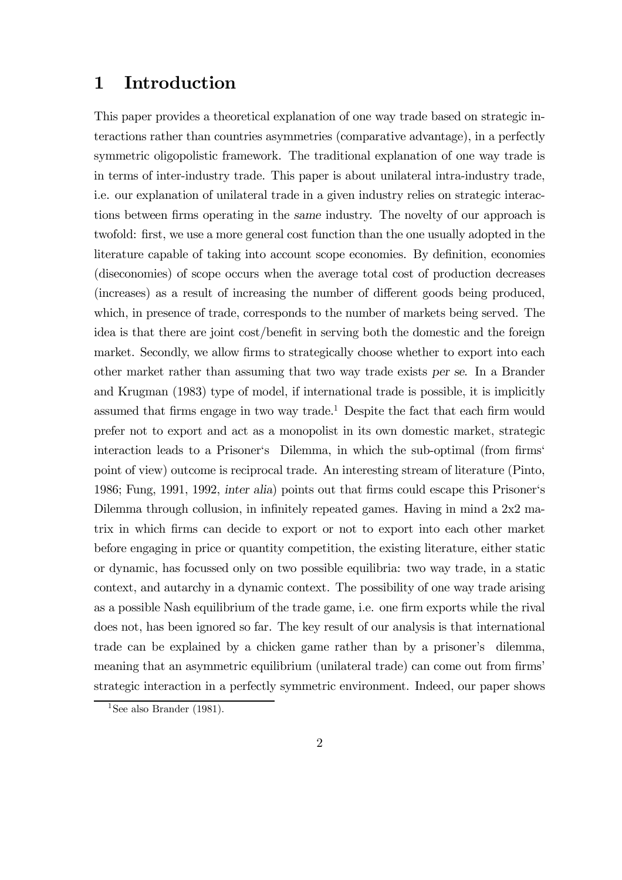# 1 Introduction

This paper provides a theoretical explanation of one way trade based on strategic interactions rather than countries asymmetries (comparative advantage), in a perfectly symmetric oligopolistic framework. The traditional explanation of one way trade is in terms of inter-industry trade. This paper is about unilateral intra-industry trade, i.e. our explanation of unilateral trade in a given industry relies on strategic interactions between firms operating in the *same* industry. The novelty of our approach is twofold: first, we use a more general cost function than the one usually adopted in the literature capable of taking into account scope economies. By definition, economies (diseconomies) of scope occurs when the average total cost of production decreases (increases) as a result of increasing the number of different goods being produced, which, in presence of trade, corresponds to the number of markets being served. The idea is that there are joint cost/benefit in serving both the domestic and the foreign market. Secondly, we allow firms to strategically choose whether to export into each other market rather than assuming that two way trade exists *per se*. In a Brander and Krugman (1983) type of model, if international trade is possible, it is implicitly assumed that firms engage in two way trade.[1] Despite the fact that each firm would prefer not to export and act as a monopolist in its own domestic market, strategic interaction leads to a Prisoner's Dilemma, in which the sub-optimal (from firms' point of view) outcome is reciprocal trade. An interesting stream of literature (Pinto, 1986; Fung, 1991, 1992, *inter alia*) points out that firms could escape this Prisoner's Dilemma through collusion, in infinitely repeated games. Having in mind a 2x2 matrix in which firms can decide to export or not to export into each other market before engaging in price or quantity competition, the existing literature, either static or dynamic, has focussed only on two possible equilibria: two way trade, in a static context, and autarchy in a dynamic context. The possibility of one way trade arising as a possible Nash equilibrium of the trade game, i.e. one firm exports while the rival does not, has been ignored so far. The key result of our analysis is that international trade can be explained by a chicken game rather than by a prisoner's dilemma, meaning that an asymmetric equilibrium (unilateral trade) can come out from firms' strategic interaction in a perfectly symmetric environment. Indeed, our paper shows

[1] See also Brander (1981).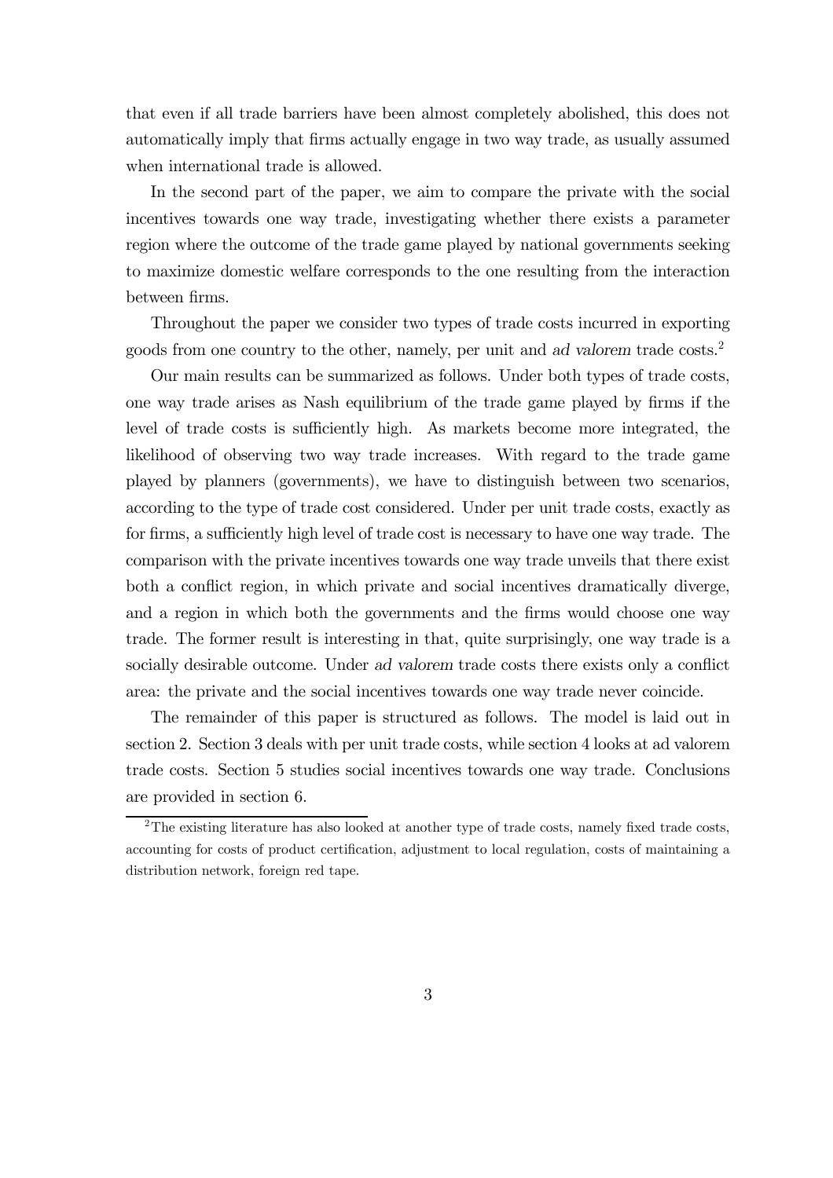that even if all trade barriers have been almost completely abolished, this does not automatically imply that firms actually engage in two way trade, as usually assumed when international trade is allowed.

In the second part of the paper, we aim to compare the private with the social incentives towards one way trade, investigating whether there exists a parameter region where the outcome of the trade game played by national governments seeking to maximize domestic welfare corresponds to the one resulting from the interaction between firms.

Throughout the paper we consider two types of trade costs incurred in exporting goods from one country to the other, namely, per unit and *ad valorem* trade costs.[2]

Our main results can be summarized as follows. Under both types of trade costs, one way trade arises as Nash equilibrium of the trade game played by firms if the level of trade costs is sufficiently high. As markets become more integrated, the likelihood of observing two way trade increases. With regard to the trade game played by planners (governments), we have to distinguish between two scenarios, according to the type of trade cost considered. Under per unit trade costs, exactly as for firms, a sufficiently high level of trade cost is necessary to have one way trade. The comparison with the private incentives towards one way trade unveils that there exist both a conflict region, in which private and social incentives dramatically diverge, and a region in which both the governments and the firms would choose one way trade. The former result is interesting in that, quite surprisingly, one way trade is a socially desirable outcome. Under *ad valorem* trade costs there exists only a conflict area: the private and the social incentives towards one way trade never coincide.

The remainder of this paper is structured as follows. The model is laid out in section 2. Section 3 deals with per unit trade costs, while section 4 looks at ad valorem trade costs. Section 5 studies social incentives towards one way trade. Conclusions are provided in section 6.

[2] The existing literature has also looked at another type of trade costs, namely fixed trade costs, accounting for costs of product certification, adjustment to local regulation, costs of maintaining a distribution network, foreign red tape.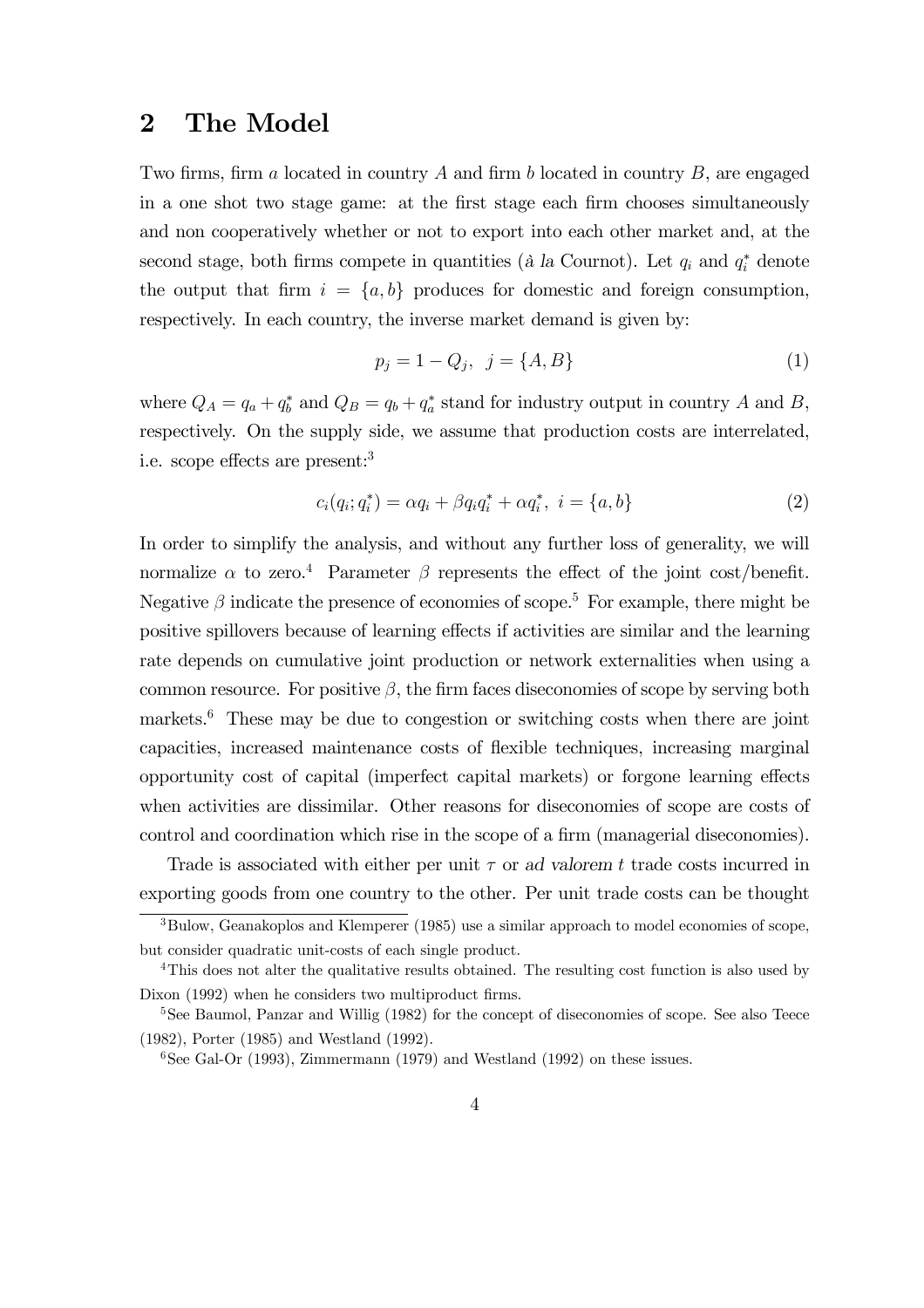## 2 The Model

Two firms, firm $a$ located in country $A$ and firm $b$ located in country $B$, are engaged in a one shot two stage game: at the first stage each firm chooses simultaneously and non cooperatively whether or not to export into each other market and, at the second stage, both firms compete in quantities (*à la* Cournot). Let $q_i$ and $q_i^*$ denote the output that firm $i = \{a, b\}$ produces for domestic and foreign consumption, respectively. In each country, the inverse market demand is given by:

$$p_j = 1 - Q_j, \quad j = \{A, B\} \tag{1}$$

where $Q_A = q_a + q_b^*$ and $Q_B = q_b + q_a^*$ stand for industry output in country $A$ and $B$, respectively. On the supply side, we assume that production costs are interrelated, i.e. scope effects are present:[3]

$$c_i(q_i; q_i^*) = \alpha q_i + \beta q_i q_i^* + \alpha q_i^*, \quad i = \{a, b\} \tag{2}$$

In order to simplify the analysis, and without any further loss of generality, we will normalize $\alpha$ to zero.[4] Parameter $\beta$ represents the effect of the joint cost/benefit. Negative $\beta$ indicate the presence of economies of scope.[5] For example, there might be positive spillovers because of learning effects if activities are similar and the learning rate depends on cumulative joint production or network externalities when using a common resource. For positive $\beta$, the firm faces diseconomies of scope by serving both markets.[6] These may be due to congestion or switching costs when there are joint capacities, increased maintenance costs of flexible techniques, increasing marginal opportunity cost of capital (imperfect capital markets) or forgone learning effects when activities are dissimilar. Other reasons for diseconomies of scope are costs of control and coordination which rise in the scope of a firm (managerial diseconomies).

Trade is associated with either per unit $\tau$ or *ad valorem* $t$ trade costs incurred in exporting goods from one country to the other. Per unit trade costs can be thought

---

[3] Bulow, Geanakoplos and Klemperer (1985) use a similar approach to model economies of scope, but consider quadratic unit-costs of each single product.

[4] This does not alter the qualitative results obtained. The resulting cost function is also used by Dixon (1992) when he considers two multiproduct firms.

[5] See Baumol, Panzar and Willig (1982) for the concept of diseconomies of scope. See also Teece (1982), Porter (1985) and Westland (1992).

[6] See Gal-Or (1993), Zimmermann (1979) and Westland (1992) on these issues.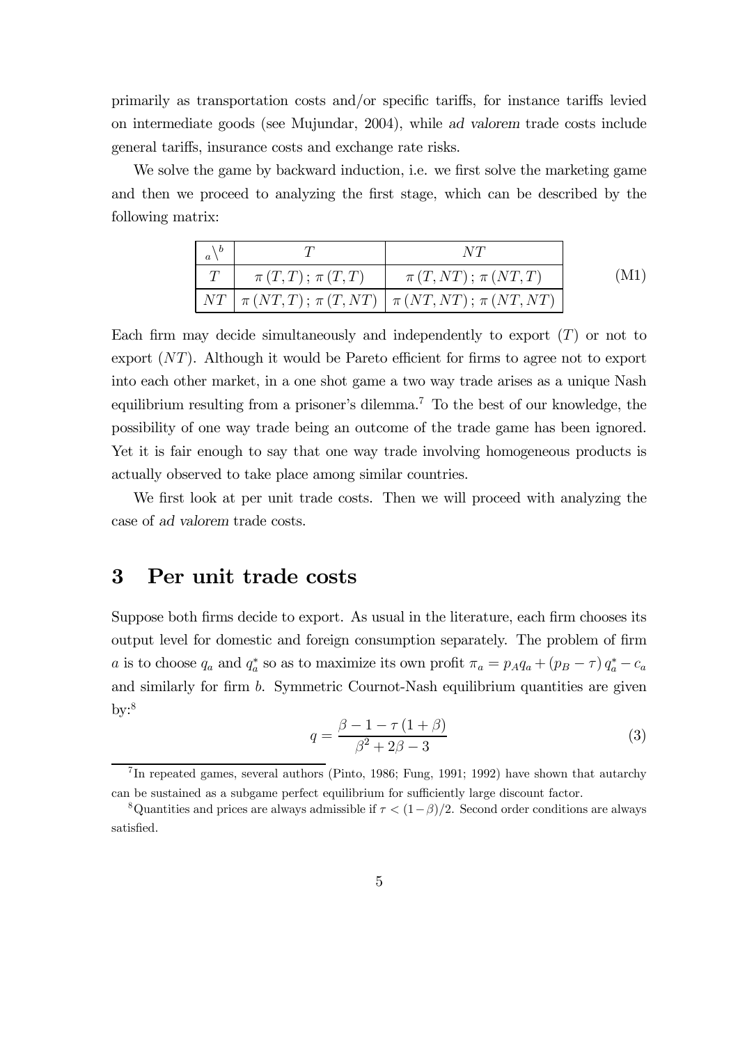primarily as transportation costs and/or specific tariffs, for instance tariffs levied on intermediate goods (see Mujundar, 2004), while *ad valorem* trade costs include general tariffs, insurance costs and exchange rate risks.

We solve the game by backward induction, i.e. we first solve the marketing game and then we proceed to analyzing the first stage, which can be described by the following matrix:

| $_a\backslash^b$ | $T$ | $NT$ |
|---|---|---|
| $T$ | $\pi(T,T)\,;\,\pi(T,T)$ | $\pi(T,NT)\,;\,\pi(NT,T)$ |
| $NT$ | $\pi(NT,T)\,;\,\pi(T,NT)$ | $\pi(NT,NT)\,;\,\pi(NT,NT)$ |

(M1)

Each firm may decide simultaneously and independently to export ($T$) or not to export ($NT$). Although it would be Pareto efficient for firms to agree not to export into each other market, in a one shot game a two way trade arises as a unique Nash equilibrium resulting from a prisoner's dilemma.[7] To the best of our knowledge, the possibility of one way trade being an outcome of the trade game has been ignored. Yet it is fair enough to say that one way trade involving homogeneous products is actually observed to take place among similar countries.

We first look at per unit trade costs. Then we will proceed with analyzing the case of *ad valorem* trade costs.

## 3 Per unit trade costs

Suppose both firms decide to export. As usual in the literature, each firm chooses its output level for domestic and foreign consumption separately. The problem of firm $a$ is to choose $q_a$ and $q_a^*$ so as to maximize its own profit $\pi_a = p_A q_a + (p_B - \tau) q_a^* - c_a$ and similarly for firm $b$. Symmetric Cournot-Nash equilibrium quantities are given by:[8]

$$q = \frac{\beta - 1 - \tau(1+\beta)}{\beta^2 + 2\beta - 3} \tag{3}$$

[7] In repeated games, several authors (Pinto, 1986; Fung, 1991; 1992) have shown that autarchy can be sustained as a subgame perfect equilibrium for sufficiently large discount factor.

[8] Quantities and prices are always admissible if $\tau < (1-\beta)/2$. Second order conditions are always satisfied.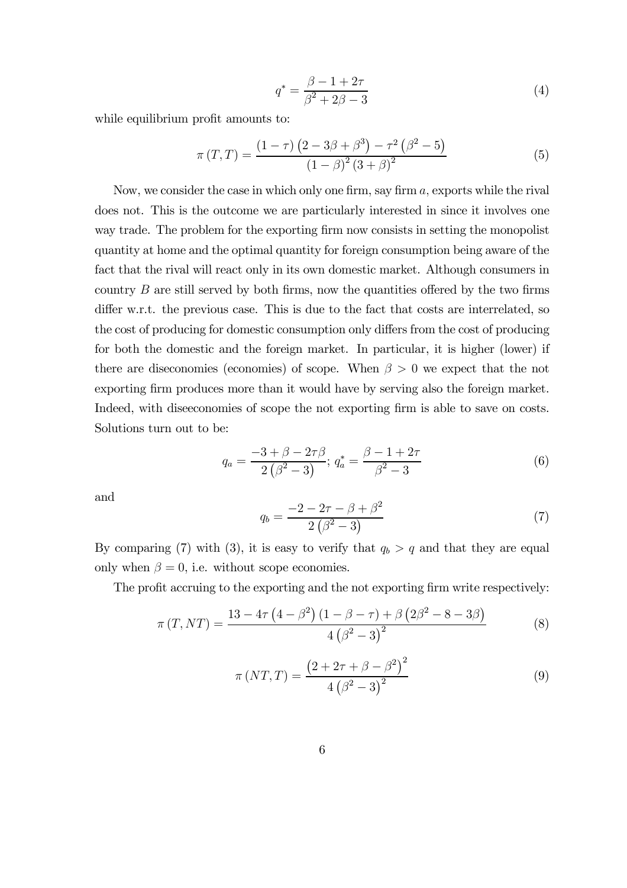$$q^* = \frac{\beta - 1 + 2\tau}{\beta^2 + 2\beta - 3} \tag{4}$$

while equilibrium profit amounts to:

$$\pi(T,T) = \frac{(1-\tau)\left(2 - 3\beta + \beta^3\right) - \tau^2\left(\beta^2 - 5\right)}{(1-\beta)^2 (3+\beta)^2} \tag{5}$$

Now, we consider the case in which only one firm, say firm $a$, exports while the rival does not. This is the outcome we are particularly interested in since it involves one way trade. The problem for the exporting firm now consists in setting the monopolist quantity at home and the optimal quantity for foreign consumption being aware of the fact that the rival will react only in its own domestic market. Although consumers in country $B$ are still served by both firms, now the quantities offered by the two firms differ w.r.t. the previous case. This is due to the fact that costs are interrelated, so the cost of producing for domestic consumption only differs from the cost of producing for both the domestic and the foreign market. In particular, it is higher (lower) if there are diseconomies (economies) of scope. When $\beta > 0$ we expect that the not exporting firm produces more than it would have by serving also the foreign market. Indeed, with diseeconomies of scope the not exporting firm is able to save on costs. Solutions turn out to be:

$$q_a = \frac{-3 + \beta - 2\tau\beta}{2\left(\beta^2 - 3\right)};\ q_a^* = \frac{\beta - 1 + 2\tau}{\beta^2 - 3} \tag{6}$$

and

$$q_b = \frac{-2 - 2\tau - \beta + \beta^2}{2\left(\beta^2 - 3\right)} \tag{7}$$

By comparing (7) with (3), it is easy to verify that $q_b > q$ and that they are equal only when $\beta = 0$, i.e. without scope economies.

The profit accruing to the exporting and the not exporting firm write respectively:

$$\pi(T,NT) = \frac{13 - 4\tau\left(4 - \beta^2\right)(1 - \beta - \tau) + \beta\left(2\beta^2 - 8 - 3\beta\right)}{4\left(\beta^2 - 3\right)^2} \tag{8}$$

$$\pi(NT,T) = \frac{\left(2 + 2\tau + \beta - \beta^2\right)^2}{4\left(\beta^2 - 3\right)^2} \tag{9}$$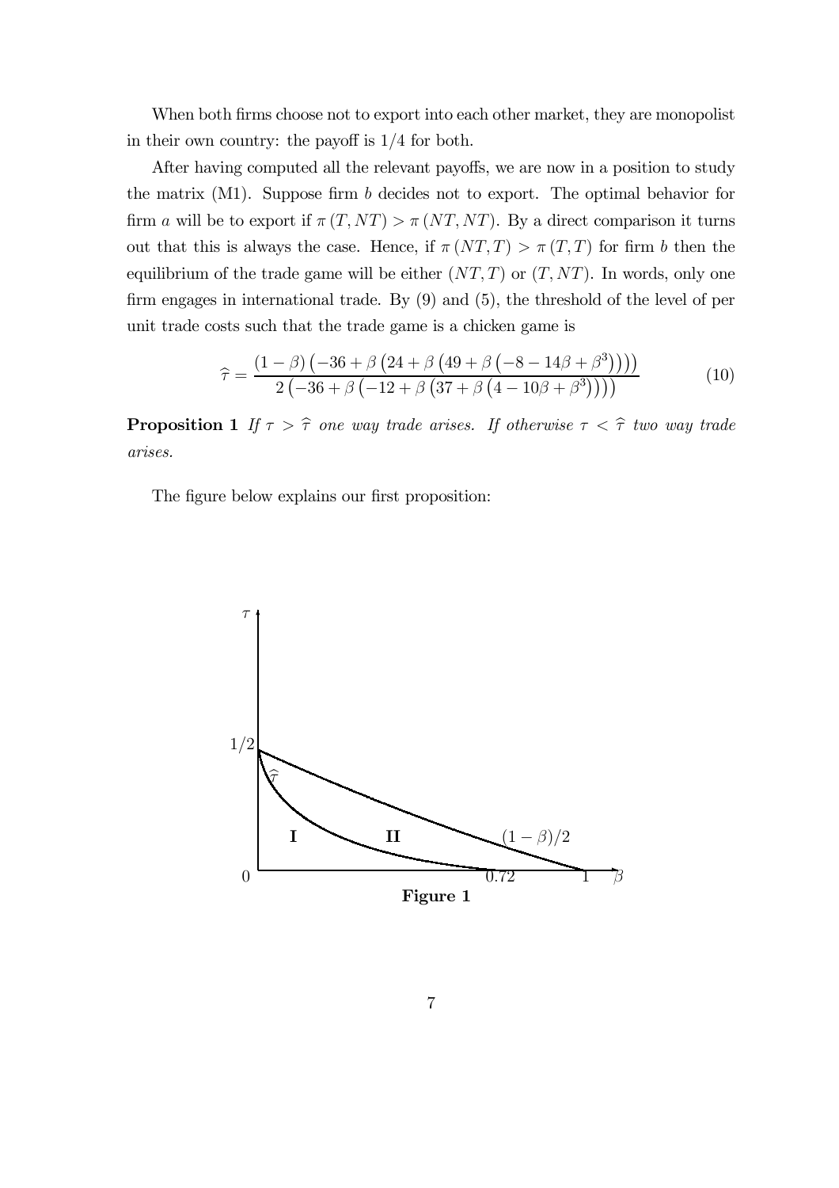When both firms choose not to export into each other market, they are monopolist in their own country: the payoff is $1/4$ for both.

After having computed all the relevant payoffs, we are now in a position to study the matrix (M1). Suppose firm $b$ decides not to export. The optimal behavior for firm $a$ will be to export if $\pi(T, NT) > \pi(NT, NT)$. By a direct comparison it turns out that this is always the case. Hence, if $\pi(NT, T) > \pi(T, T)$ for firm $b$ then the equilibrium of the trade game will be either $(NT, T)$ or $(T, NT)$. In words, only one firm engages in international trade. By (9) and (5), the threshold of the level of per unit trade costs such that the trade game is a chicken game is

$$\widehat{\tau} = \frac{(1-\beta)\left(-36+\beta\left(24+\beta\left(49+\beta\left(-8-14\beta+\beta^{3}\right)\right)\right)\right)}{2\left(-36+\beta\left(-12+\beta\left(37+\beta\left(4-10\beta+\beta^{3}\right)\right)\right)\right)} \tag{10}$$

**Proposition 1** *If $\tau > \widehat{\tau}$ one way trade arises. If otherwise $\tau < \widehat{\tau}$ two way trade arises.*

The figure below explains our first proposition:

**Figure 1**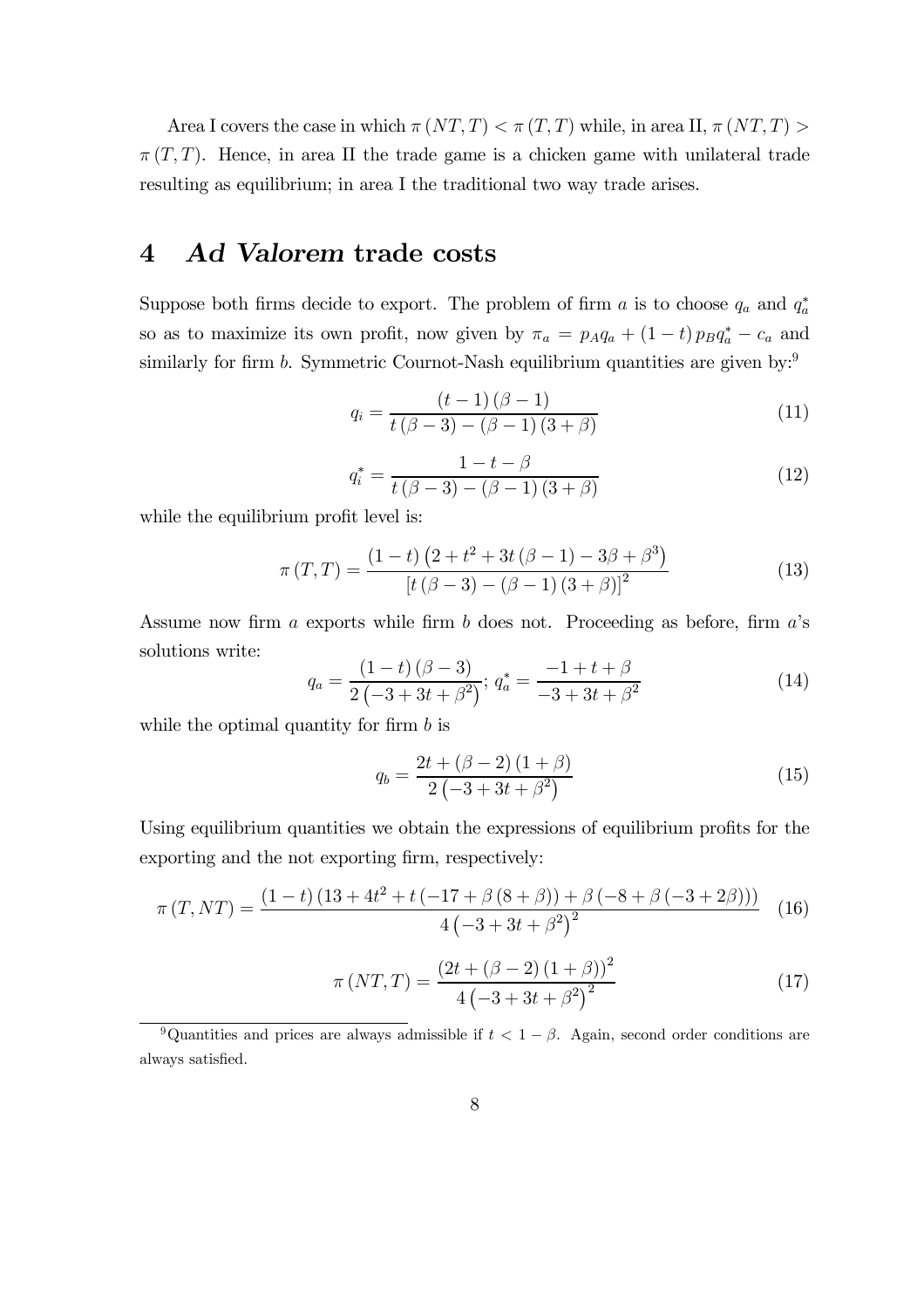Area I covers the case in which $\pi(NT,T) < \pi(T,T)$ while, in area II, $\pi(NT,T) > \pi(T,T)$. Hence, in area II the trade game is a chicken game with unilateral trade resulting as equilibrium; in area I the traditional two way trade arises.

# 4 *Ad Valorem* trade costs

Suppose both firms decide to export. The problem of firm $a$ is to choose $q_a$ and $q_a^*$ so as to maximize its own profit, now given by $\pi_a = p_A q_a + (1-t) p_B q_a^* - c_a$ and similarly for firm $b$. Symmetric Cournot-Nash equilibrium quantities are given by:[9]

$$q_i = \frac{(t-1)(\beta-1)}{t(\beta-3) - (\beta-1)(3+\beta)} \tag{11}$$

$$q_i^* = \frac{1-t-\beta}{t(\beta-3) - (\beta-1)(3+\beta)} \tag{12}$$

while the equilibrium profit level is:

$$\pi(T,T) = \frac{(1-t)\left(2+t^2+3t(\beta-1) - 3\beta + \beta^3\right)}{\left[t(\beta-3) - (\beta-1)(3+\beta)\right]^2} \tag{13}$$

Assume now firm $a$ exports while firm $b$ does not. Proceeding as before, firm $a$'s solutions write:

$$q_a = \frac{(1-t)(\beta-3)}{2\left(-3+3t+\beta^2\right)};\; q_a^* = \frac{-1+t+\beta}{-3+3t+\beta^2} \tag{14}$$

while the optimal quantity for firm $b$ is

$$q_b = \frac{2t + (\beta-2)(1+\beta)}{2\left(-3+3t+\beta^2\right)} \tag{15}$$

Using equilibrium quantities we obtain the expressions of equilibrium profits for the exporting and the not exporting firm, respectively:

$$\pi(T,NT) = \frac{(1-t)\left(13+4t^2+t(-17+\beta(8+\beta)) + \beta(-8+\beta(-3+2\beta))\right)}{4\left(-3+3t+\beta^2\right)^2} \tag{16}$$

$$\pi(NT,T) = \frac{\left(2t+(\beta-2)(1+\beta)\right)^2}{4\left(-3+3t+\beta^2\right)^2} \tag{17}$$

[9] Quantities and prices are always admissible if $t < 1-\beta$. Again, second order conditions are always satisfied.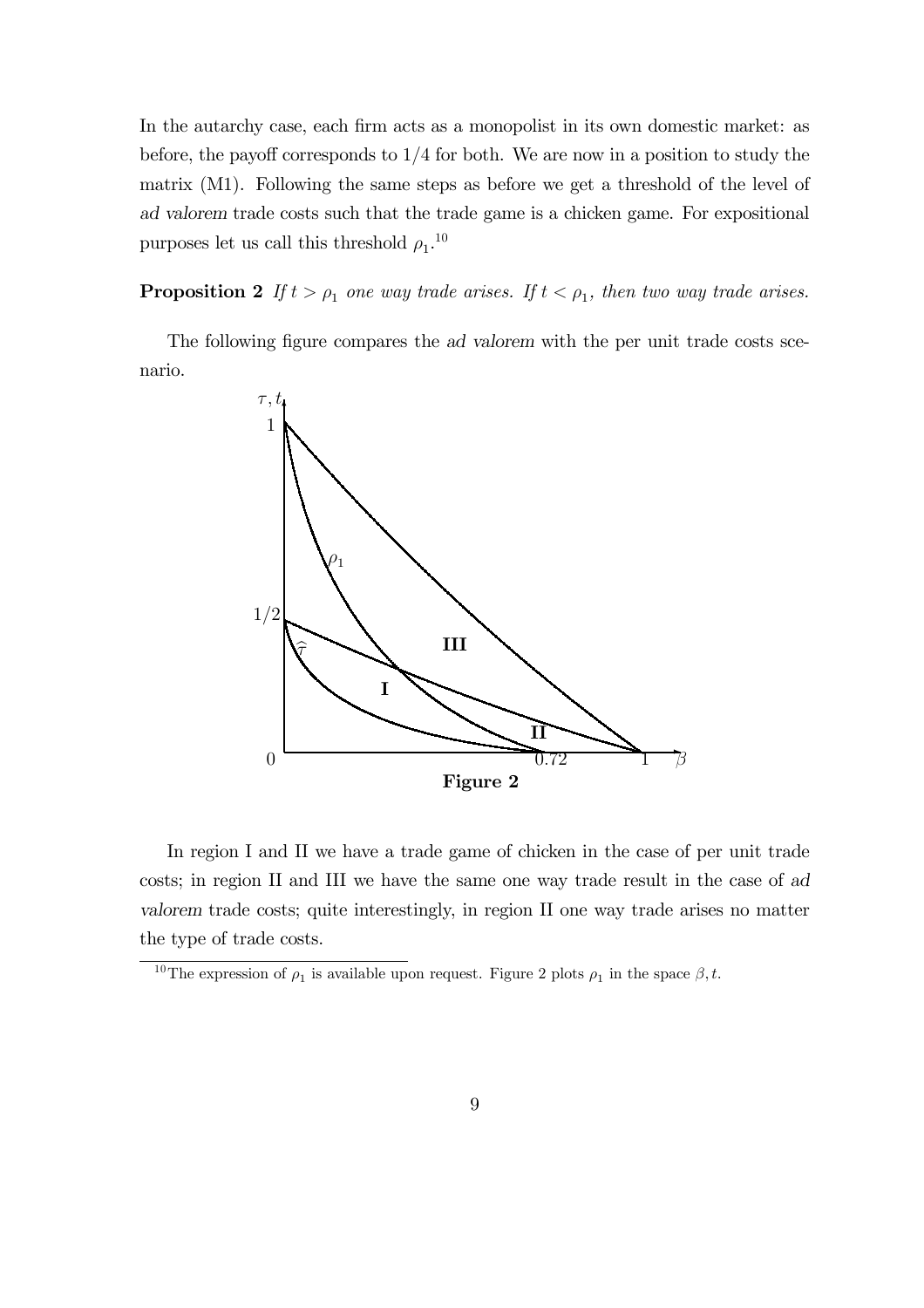In the autarchy case, each firm acts as a monopolist in its own domestic market: as before, the payoff corresponds to $1/4$ for both. We are now in a position to study the matrix (M1). Following the same steps as before we get a threshold of the level of *ad valorem* trade costs such that the trade game is a chicken game. For expositional purposes let us call this threshold $\rho_1$.[10]

**Proposition 2** *If $t > \rho_1$ one way trade arises. If $t < \rho_1$, then two way trade arises.*

The following figure compares the *ad valorem* with the per unit trade costs scenario.

**Figure 2**

In region I and II we have a trade game of chicken in the case of per unit trade costs; in region II and III we have the same one way trade result in the case of *ad valorem* trade costs; quite interestingly, in region II one way trade arises no matter the type of trade costs.

[10] The expression of $\rho_1$ is available upon request. Figure 2 plots $\rho_1$ in the space $\beta, t$.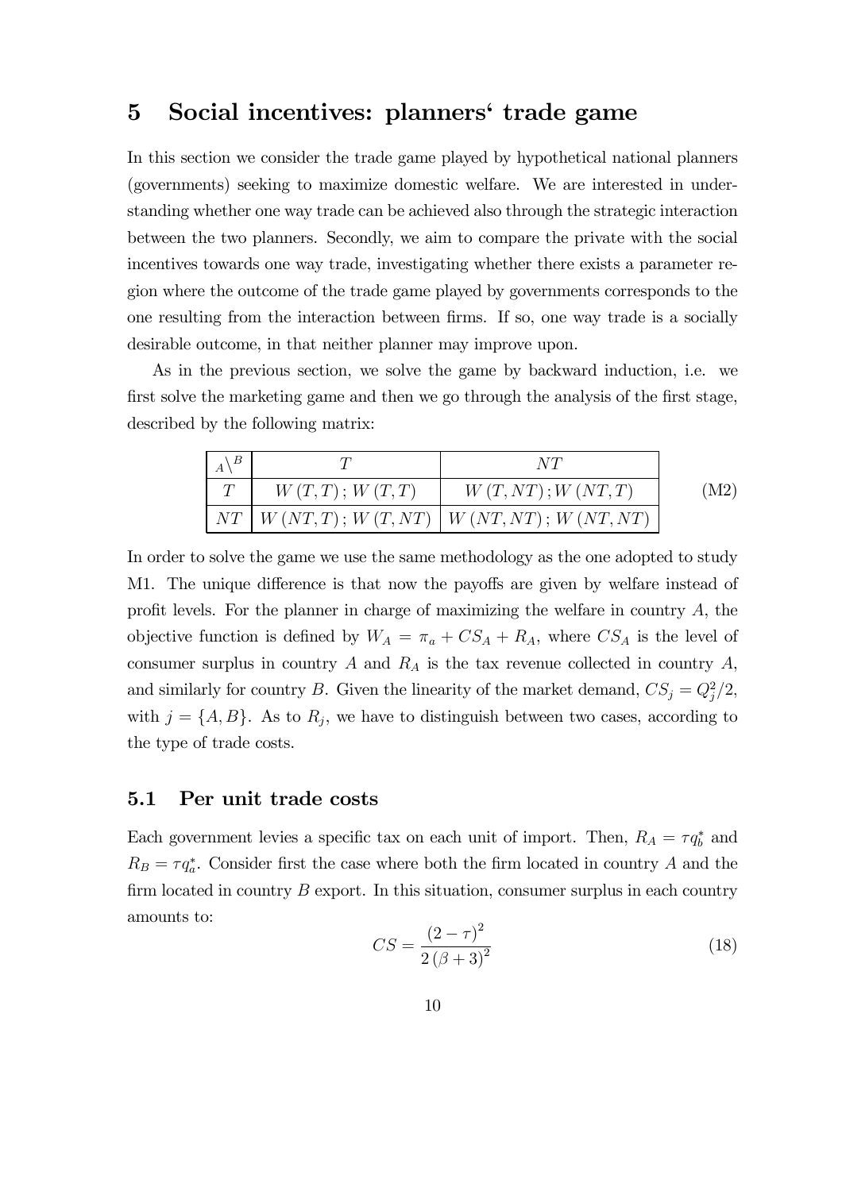# 5 Social incentives: planners' trade game

In this section we consider the trade game played by hypothetical national planners (governments) seeking to maximize domestic welfare. We are interested in understanding whether one way trade can be achieved also through the strategic interaction between the two planners. Secondly, we aim to compare the private with the social incentives towards one way trade, investigating whether there exists a parameter region where the outcome of the trade game played by governments corresponds to the one resulting from the interaction between firms. If so, one way trade is a socially desirable outcome, in that neither planner may improve upon.

As in the previous section, we solve the game by backward induction, i.e. we first solve the marketing game and then we go through the analysis of the first stage, described by the following matrix:

| $_A\backslash^B$ | $T$ | $NT$ |
|---|---|---|
| $T$ | $W(T,T)\,;W(T,T)$ | $W(T,NT)\,;W(NT,T)$ |
| $NT$ | $W(NT,T)\,;W(T,NT)$ | $W(NT,NT)\,;W(NT,NT)$ |

(M2)

In order to solve the game we use the same methodology as the one adopted to study M1. The unique difference is that now the payoffs are given by welfare instead of profit levels. For the planner in charge of maximizing the welfare in country $A$, the objective function is defined by $W_A = \pi_a + CS_A + R_A$, where $CS_A$ is the level of consumer surplus in country $A$ and $R_A$ is the tax revenue collected in country $A$, and similarly for country $B$. Given the linearity of the market demand, $CS_j = Q_j^2/2$, with $j = \{A, B\}$. As to $R_j$, we have to distinguish between two cases, according to the type of trade costs.

## 5.1 Per unit trade costs

Each government levies a specific tax on each unit of import. Then, $R_A = \tau q_b^*$ and $R_B = \tau q_a^*$. Consider first the case where both the firm located in country $A$ and the firm located in country $B$ export. In this situation, consumer surplus in each country amounts to:

$$CS = \frac{(2-\tau)^2}{2(\beta+3)^2} \tag{18}$$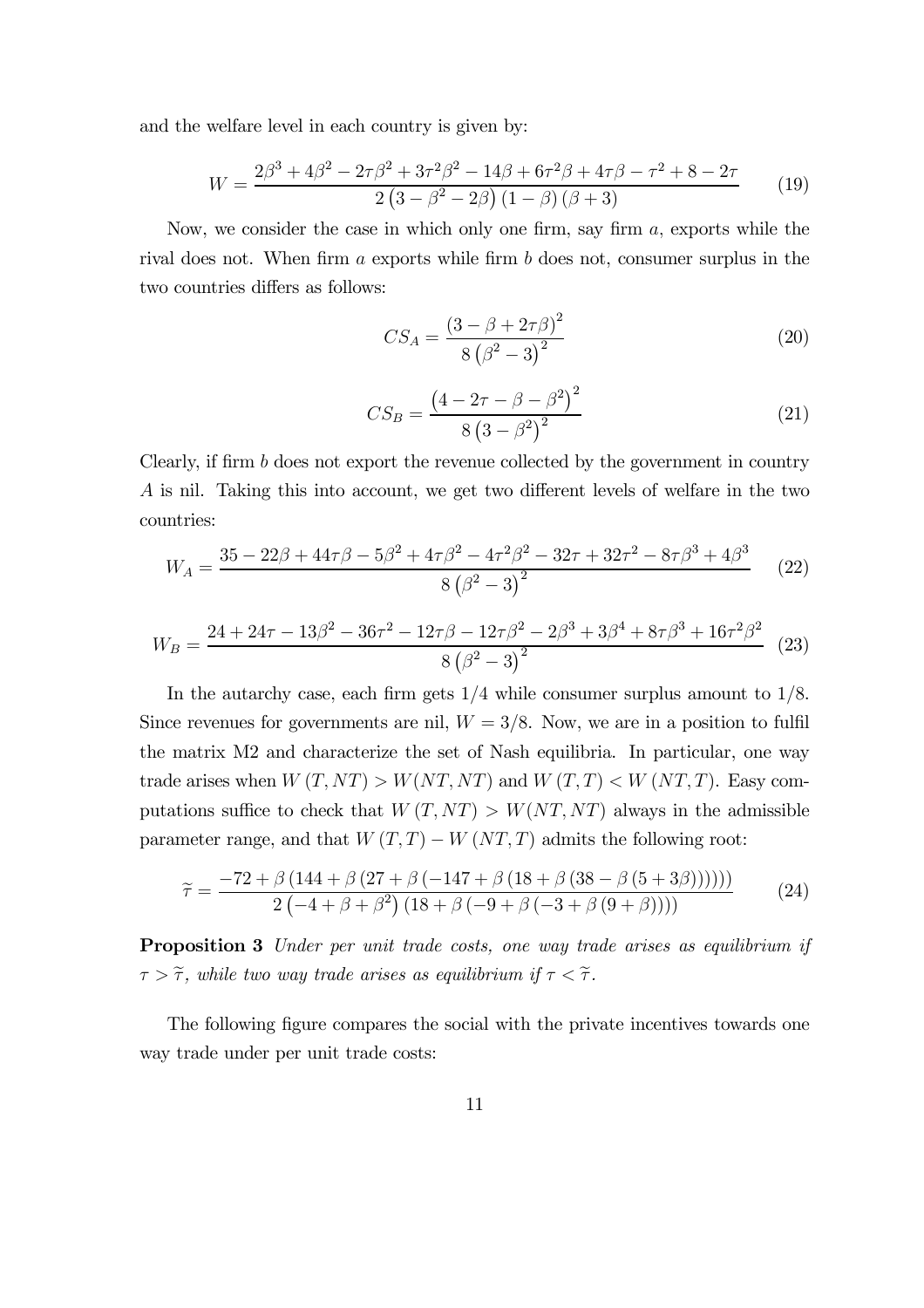and the welfare level in each country is given by:

$$W = \frac{2\beta^3 + 4\beta^2 - 2\tau\beta^2 + 3\tau^2\beta^2 - 14\beta + 6\tau^2\beta + 4\tau\beta - \tau^2 + 8 - 2\tau}{2\left(3 - \beta^2 - 2\beta\right)\left(1 - \beta\right)\left(\beta + 3\right)} \tag{19}$$

Now, we consider the case in which only one firm, say firm $a$, exports while the rival does not. When firm $a$ exports while firm $b$ does not, consumer surplus in the two countries differs as follows:

$$CS_A = \frac{\left(3 - \beta + 2\tau\beta\right)^2}{8\left(\beta^2 - 3\right)^2} \tag{20}$$

$$CS_B = \frac{\left(4 - 2\tau - \beta - \beta^2\right)^2}{8\left(3 - \beta^2\right)^2} \tag{21}$$

Clearly, if firm $b$ does not export the revenue collected by the government in country $A$ is nil. Taking this into account, we get two different levels of welfare in the two countries:

$$W_A = \frac{35 - 22\beta + 44\tau\beta - 5\beta^2 + 4\tau\beta^2 - 4\tau^2\beta^2 - 32\tau + 32\tau^2 - 8\tau\beta^3 + 4\beta^3}{8\left(\beta^2 - 3\right)^2} \tag{22}$$

$$W_B = \frac{24 + 24\tau - 13\beta^2 - 36\tau^2 - 12\tau\beta - 12\tau\beta^2 - 2\beta^3 + 3\beta^4 + 8\tau\beta^3 + 16\tau^2\beta^2}{8\left(\beta^2 - 3\right)^2} \tag{23}$$

In the autarchy case, each firm gets $1/4$ while consumer surplus amount to $1/8$. Since revenues for governments are nil, $W = 3/8$. Now, we are in a position to fulfil the matrix M2 and characterize the set of Nash equilibria. In particular, one way trade arises when $W\left(T, NT\right) > W(NT, NT)$ and $W\left(T, T\right) < W\left(NT, T\right)$. Easy computations suffice to check that $W\left(T, NT\right) > W(NT, NT)$ always in the admissible parameter range, and that $W\left(T, T\right) - W\left(NT, T\right)$ admits the following root:

$$\widetilde{\tau} = \frac{-72 + \beta\left(144 + \beta\left(27 + \beta\left(-147 + \beta\left(18 + \beta\left(38 - \beta\left(5 + 3\beta\right)\right)\right)\right)\right)\right)}{2\left(-4 + \beta + \beta^2\right)\left(18 + \beta\left(-9 + \beta\left(-3 + \beta\left(9 + \beta\right)\right)\right)\right)} \tag{24}$$

**Proposition 3** *Under per unit trade costs, one way trade arises as equilibrium if* $\tau > \widetilde{\tau}$*, while two way trade arises as equilibrium if* $\tau < \widetilde{\tau}$.

The following figure compares the social with the private incentives towards one way trade under per unit trade costs: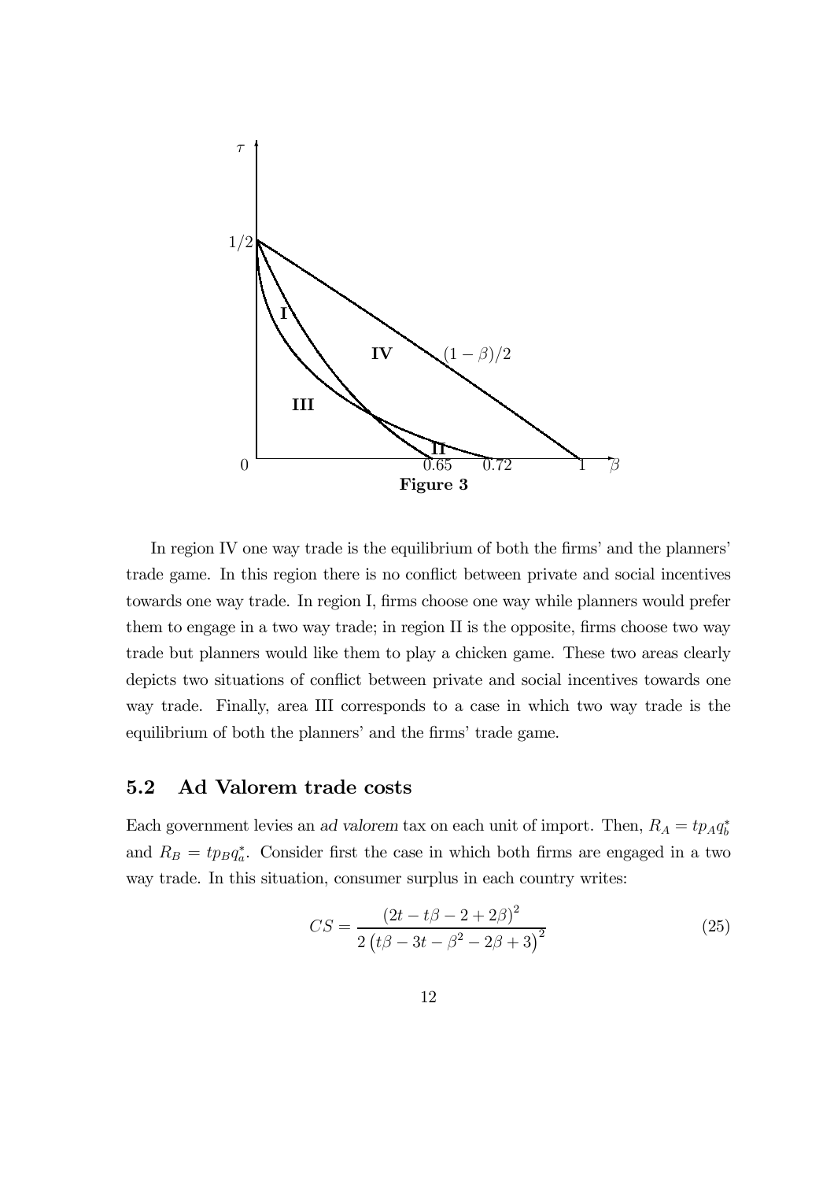**Figure 3**

In region IV one way trade is the equilibrium of both the firms' and the planners' trade game. In this region there is no conflict between private and social incentives towards one way trade. In region I, firms choose one way while planners would prefer them to engage in a two way trade; in region II is the opposite, firms choose two way trade but planners would like them to play a chicken game. These two areas clearly depicts two situations of conflict between private and social incentives towards one way trade. Finally, area III corresponds to a case in which two way trade is the equilibrium of both the planners' and the firms' trade game.

## 5.2 Ad Valorem trade costs

Each government levies an *ad valorem* tax on each unit of import. Then, $R_A = tp_A q_b^*$ and $R_B = tp_B q_a^*$. Consider first the case in which both firms are engaged in a two way trade. In this situation, consumer surplus in each country writes:

$$CS = \frac{(2t - t\beta - 2 + 2\beta)^2}{2\left(t\beta - 3t - \beta^2 - 2\beta + 3\right)^2} \tag{25}$$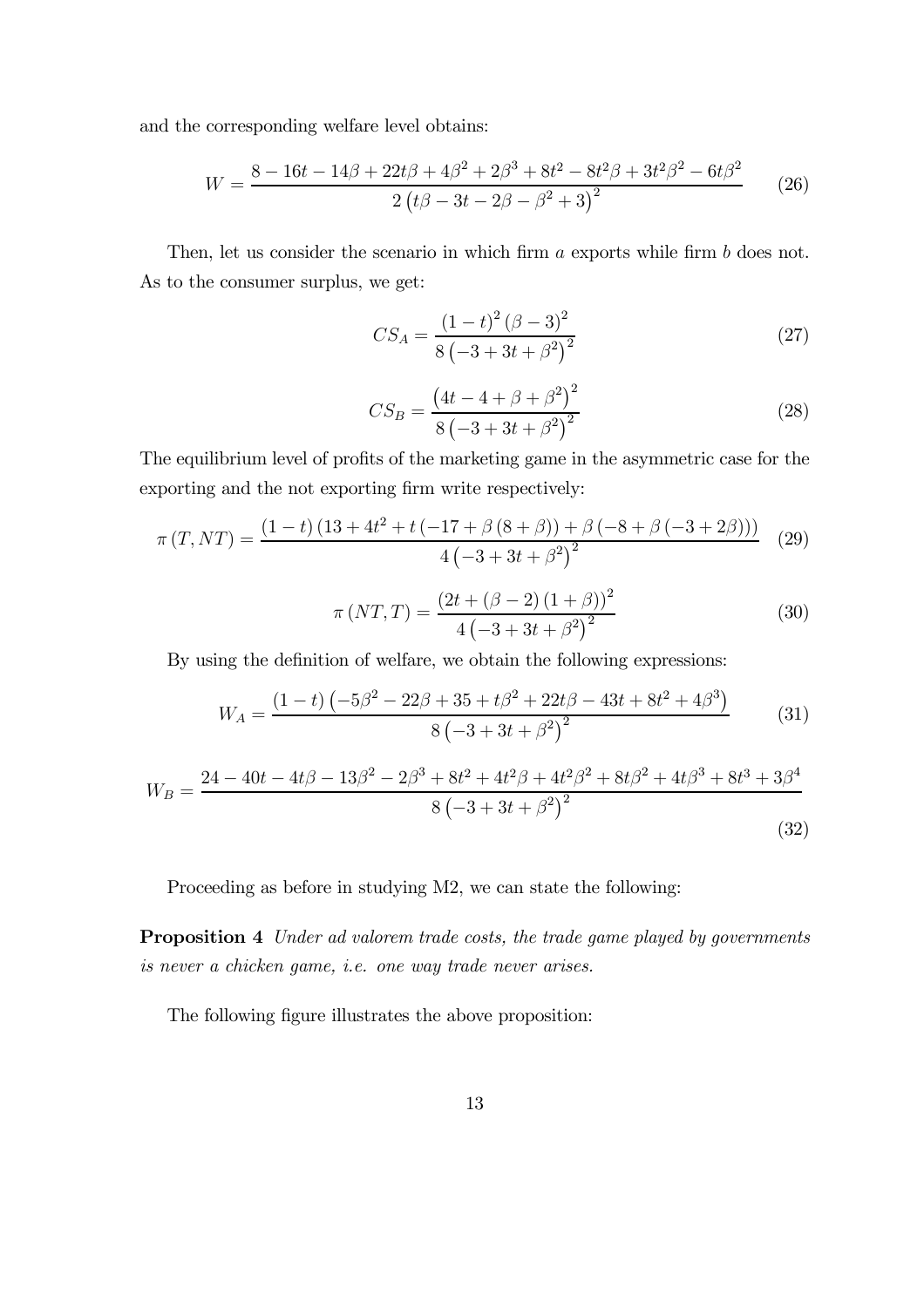and the corresponding welfare level obtains:

$$W = \frac{8 - 16t - 14\beta + 22t\beta + 4\beta^2 + 2\beta^3 + 8t^2 - 8t^2\beta + 3t^2\beta^2 - 6t\beta^2}{2\left(t\beta - 3t - 2\beta - \beta^2 + 3\right)^2} \tag{26}$$

Then, let us consider the scenario in which firm $a$ exports while firm $b$ does not. As to the consumer surplus, we get:

$$CS_A = \frac{(1-t)^2(\beta - 3)^2}{8\left(-3 + 3t + \beta^2\right)^2} \tag{27}$$

$$CS_B = \frac{\left(4t - 4 + \beta + \beta^2\right)^2}{8\left(-3 + 3t + \beta^2\right)^2} \tag{28}$$

The equilibrium level of profits of the marketing game in the asymmetric case for the exporting and the not exporting firm write respectively:

$$\pi(T, NT) = \frac{(1-t)\left(13 + 4t^2 + t\left(-17 + \beta(8 + \beta)\right) + \beta\left(-8 + \beta(-3 + 2\beta)\right)\right)}{4\left(-3 + 3t + \beta^2\right)^2} \tag{29}$$

$$\pi(NT, T) = \frac{\left(2t + (\beta - 2)(1 + \beta)\right)^2}{4\left(-3 + 3t + \beta^2\right)^2} \tag{30}$$

By using the definition of welfare, we obtain the following expressions:

$$W_A = \frac{(1-t)\left(-5\beta^2 - 22\beta + 35 + t\beta^2 + 22t\beta - 43t + 8t^2 + 4\beta^3\right)}{8\left(-3 + 3t + \beta^2\right)^2} \tag{31}$$

$$W_B = \frac{24 - 40t - 4t\beta - 13\beta^2 - 2\beta^3 + 8t^2 + 4t^2\beta + 4t^2\beta^2 + 8t\beta^2 + 4t\beta^3 + 8t^3 + 3\beta^4}{8\left(-3 + 3t + \beta^2\right)^2} \tag{32}$$

Proceeding as before in studying M2, we can state the following:

**Proposition 4** *Under ad valorem trade costs, the trade game played by governments is never a chicken game, i.e. one way trade never arises.*

The following figure illustrates the above proposition: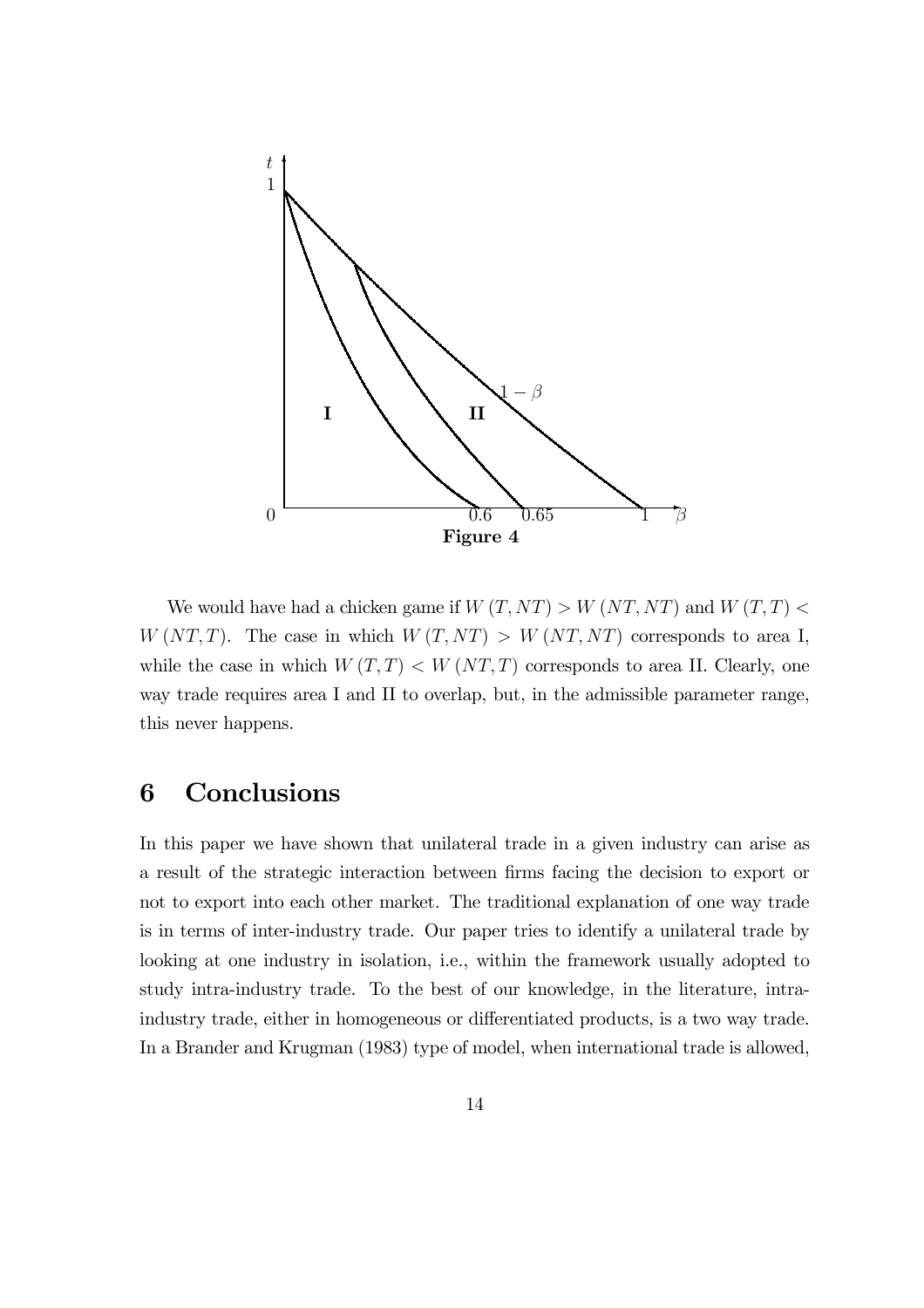**Figure 4**

We would have had a chicken game if $W(T,NT) > W(NT,NT)$ and $W(T,T) < W(NT,T)$. The case in which $W(T,NT) > W(NT,NT)$ corresponds to area I, while the case in which $W(T,T) < W(NT,T)$ corresponds to area II. Clearly, one way trade requires area I and II to overlap, but, in the admissible parameter range, this never happens.

# 6 Conclusions

In this paper we have shown that unilateral trade in a given industry can arise as a result of the strategic interaction between firms facing the decision to export or not to export into each other market. The traditional explanation of one way trade is in terms of inter-industry trade. Our paper tries to identify a unilateral trade by looking at one industry in isolation, i.e., within the framework usually adopted to study intra-industry trade. To the best of our knowledge, in the literature, intra-industry trade, either in homogeneous or differentiated products, is a two way trade. In a Brander and Krugman (1983) type of model, when international trade is allowed,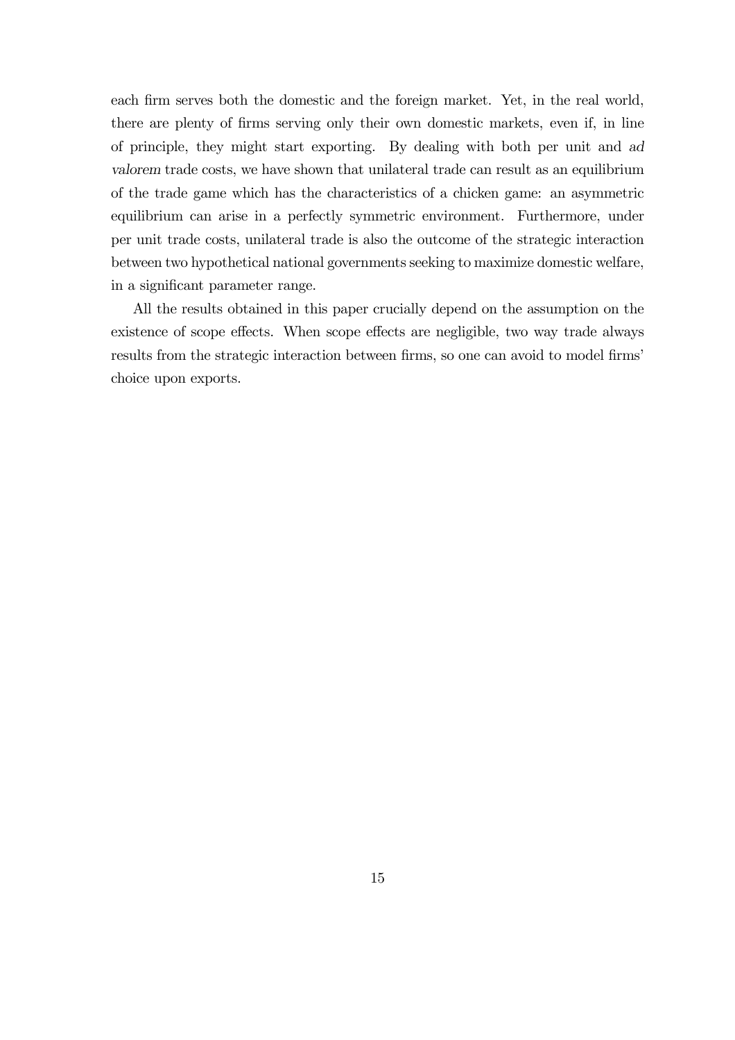each firm serves both the domestic and the foreign market. Yet, in the real world, there are plenty of firms serving only their own domestic markets, even if, in line of principle, they might start exporting. By dealing with both per unit and *ad valorem* trade costs, we have shown that unilateral trade can result as an equilibrium of the trade game which has the characteristics of a chicken game: an asymmetric equilibrium can arise in a perfectly symmetric environment. Furthermore, under per unit trade costs, unilateral trade is also the outcome of the strategic interaction between two hypothetical national governments seeking to maximize domestic welfare, in a significant parameter range.

All the results obtained in this paper crucially depend on the assumption on the existence of scope effects. When scope effects are negligible, two way trade always results from the strategic interaction between firms, so one can avoid to model firms' choice upon exports.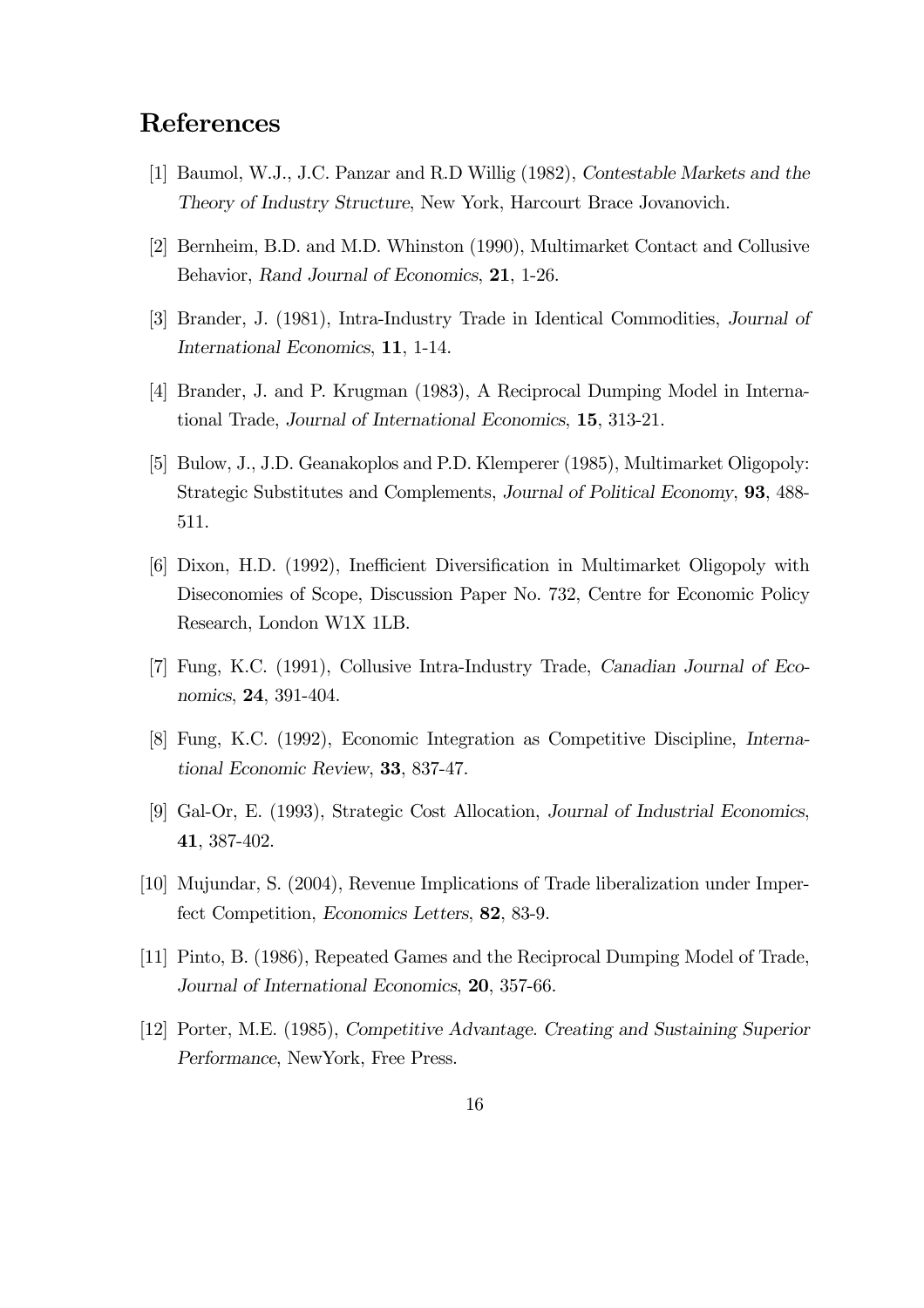# References

[1] Baumol, W.J., J.C. Panzar and R.D Willig (1982), *Contestable Markets and the Theory of Industry Structure*, New York, Harcourt Brace Jovanovich.

[2] Bernheim, B.D. and M.D. Whinston (1990), Multimarket Contact and Collusive Behavior, *Rand Journal of Economics*, **21**, 1-26.

[3] Brander, J. (1981), Intra-Industry Trade in Identical Commodities, *Journal of International Economics*, **11**, 1-14.

[4] Brander, J. and P. Krugman (1983), A Reciprocal Dumping Model in International Trade, *Journal of International Economics*, **15**, 313-21.

[5] Bulow, J., J.D. Geanakoplos and P.D. Klemperer (1985), Multimarket Oligopoly: Strategic Substitutes and Complements, *Journal of Political Economy*, **93**, 488-511.

[6] Dixon, H.D. (1992), Inefficient Diversification in Multimarket Oligopoly with Diseconomies of Scope, Discussion Paper No. 732, Centre for Economic Policy Research, London W1X 1LB.

[7] Fung, K.C. (1991), Collusive Intra-Industry Trade, *Canadian Journal of Economics*, **24**, 391-404.

[8] Fung, K.C. (1992), Economic Integration as Competitive Discipline, *International Economic Review*, **33**, 837-47.

[9] Gal-Or, E. (1993), Strategic Cost Allocation, *Journal of Industrial Economics*, **41**, 387-402.

[10] Mujundar, S. (2004), Revenue Implications of Trade liberalization under Imperfect Competition, *Economics Letters*, **82**, 83-9.

[11] Pinto, B. (1986), Repeated Games and the Reciprocal Dumping Model of Trade, *Journal of International Economics*, **20**, 357-66.

[12] Porter, M.E. (1985), *Competitive Advantage. Creating and Sustaining Superior Performance*, NewYork, Free Press.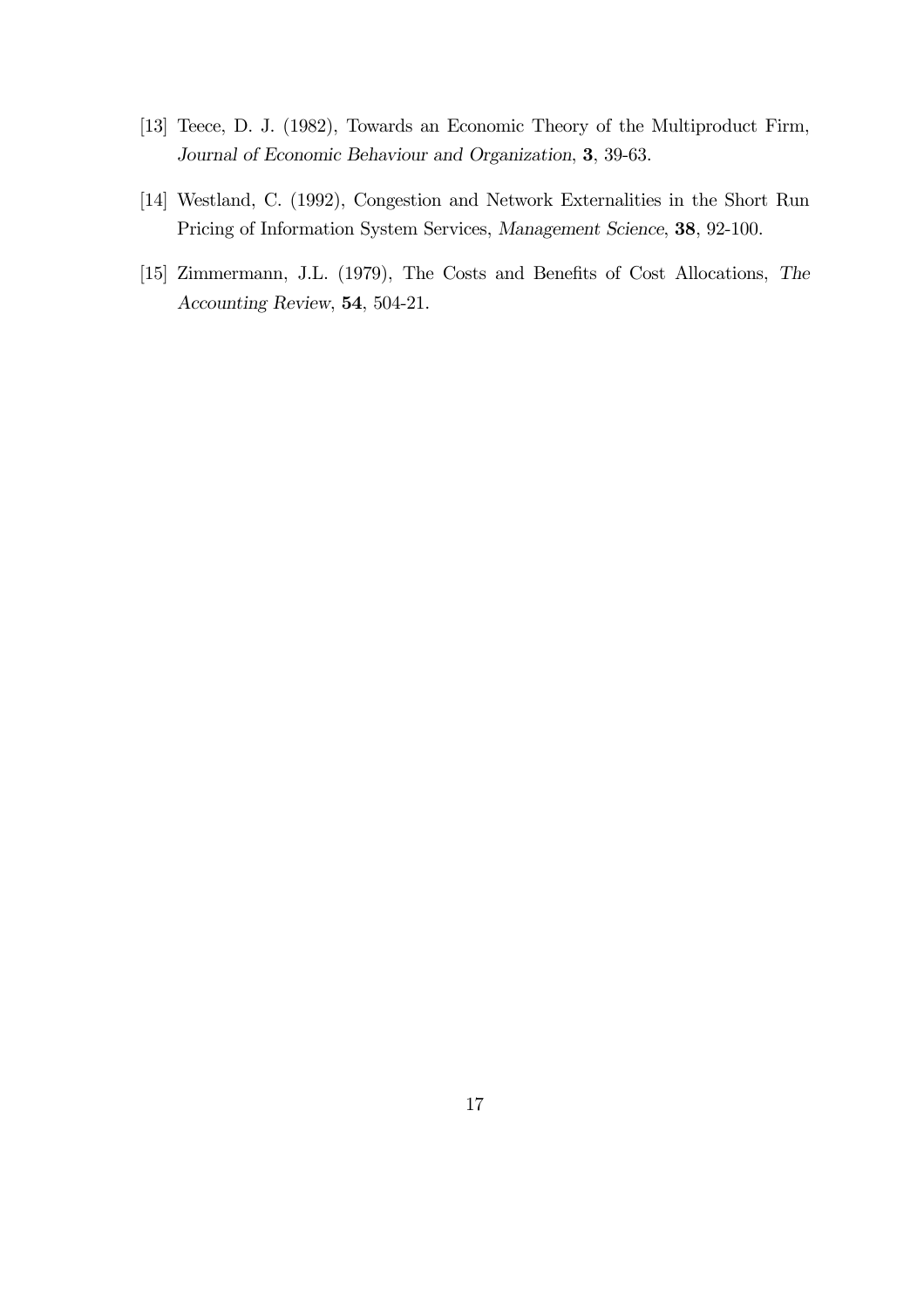[13] Teece, D. J. (1982), Towards an Economic Theory of the Multiproduct Firm, *Journal of Economic Behaviour and Organization*, **3**, 39-63.

[14] Westland, C. (1992), Congestion and Network Externalities in the Short Run Pricing of Information System Services, *Management Science*, **38**, 92-100.

[15] Zimmermann, J.L. (1979), The Costs and Benefits of Cost Allocations, *The Accounting Review*, **54**, 504-21.